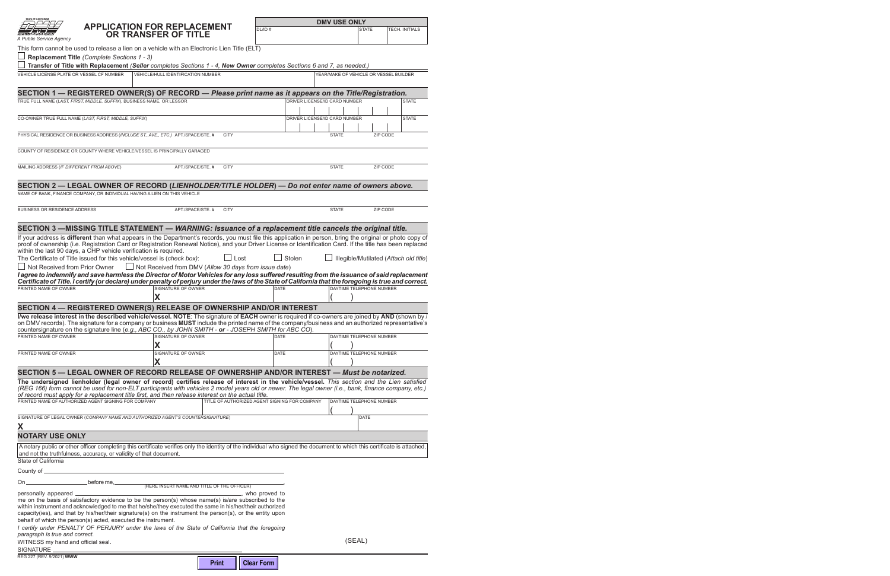STATE OF CALIFORNIA
DEPARTMENT OF MOTOR VEHICLES
A Public Service Agency

# APPLICATION FOR REPLACEMENT OR TRANSFER OF TITLE

| DMV USE ONLY | | |
|---|---|---|
| DL/ID # | STATE | TECH. INITIALS |

This form cannot be used to release a lien on a vehicle with an Electronic Lien Title (ELT)

☐ **Replacement Title** *(Complete Sections 1 - 3)*

☐ **Transfer of Title with Replacement** *(**Seller** completes Sections 1 - 4, **New Owner** completes Sections 6 and 7, as needed.)*

| VEHICLE LICENSE PLATE OR VESSEL CF NUMBER | VEHICLE/HULL IDENTIFICATION NUMBER | YEAR/MAKE OF VEHICLE OR VESSEL BUILDER |
|---|---|---|
| | | |

## SECTION 1 — REGISTERED OWNER(S) OF RECORD — *Please print name as it appears on the Title/Registration.*

| TRUE FULL NAME (*LAST, FIRST, MIDDLE, SUFFIX*), BUSINESS NAME, OR LESSOR | DRIVER LICENSE/ID CARD NUMBER | STATE |
|---|---|---|
| | | |
| CO-OWNER TRUE FULL NAME (*LAST, FIRST, MIDDLE, SUFFIX*) | DRIVER LICENSE/ID CARD NUMBER | STATE |
| | | |

| PHYSICAL RESIDENCE OR BUSINESS ADDRESS (*INCLUDE ST., AVE., ETC.*) APT./SPACE/STE. # | CITY | STATE | ZIP CODE |
|---|---|---|---|
| | | | |

COUNTY OF RESIDENCE OR COUNTY WHERE VEHICLE/VESSEL IS PRINCIPALLY GARAGED

| MAILING ADDRESS (*IF DIFFERENT FROM ABOVE*) | APT./SPACE/STE. # | CITY | STATE | ZIP CODE |
|---|---|---|---|---|
| | | | | |

## SECTION 2 — LEGAL OWNER OF RECORD (*LIENHOLDER/TITLE HOLDER*) — *Do not enter name of owners above.*

NAME OF BANK, FINANCE COMPANY, OR INDIVIDUAL HAVING A LIEN ON THIS VEHICLE

| BUSINESS OR RESIDENCE ADDRESS | APT./SPACE/STE. # | CITY | STATE | ZIP CODE |
|---|---|---|---|---|
| | | | | |

## SECTION 3 —MISSING TITLE STATEMENT — *WARNING: Issuance of a replacement title cancels the original title.*

If your address is **different** than what appears in the Department's records, you must file this application in person, bring the original or photo copy of proof of ownership (i.e. Registration Card or Registration Renewal Notice), and your Driver License or Identification Card. If the title has been replaced within the last 90 days, a CHP vehicle verification is required.

The Certificate of Title issued for this vehicle/vessel is (*check box*): ☐ Lost ☐ Stolen ☐ Illegible/Mutilated (*Attach old title*)

☐ Not Received from Prior Owner ☐ Not Received from DMV (*Allow 30 days from issue date*)

***I agree to indemnify and save harmless the Director of Motor Vehicles for any loss suffered resulting from the issuance of said replacement Certificate of Title. I certify (or declare) under penalty of perjury under the laws of the State of California that the foregoing is true and correct.***

| PRINTED NAME OF OWNER | SIGNATURE OF OWNER | DATE | DAYTIME TELEPHONE NUMBER |
|---|---|---|---|
| | X | | ( ) |

## SECTION 4 — REGISTERED OWNER(S) RELEASE OF OWNERSHIP AND/OR INTEREST

**I/we release interest in the described vehicle/vessel. NOTE**: The signature of **EACH** owner is required if co-owners are joined by **AND** (shown by / on DMV records). The signature for a company or business **MUST** include the printed name of the company/business and an authorized representative's countersignature on the signature line (*e.g., ABC CO., by JOHN SMITH - **or** - JOSEPH SMITH for ABC CO*).

| PRINTED NAME OF OWNER | SIGNATURE OF OWNER | DATE | DAYTIME TELEPHONE NUMBER |
|---|---|---|---|
| | X | | ( ) |
| PRINTED NAME OF OWNER | SIGNATURE OF OWNER | DATE | DAYTIME TELEPHONE NUMBER |
| | X | | ( ) |

## SECTION 5 — LEGAL OWNER OF RECORD RELEASE OF OWNERSHIP AND/OR INTEREST — *Must be notarized.*

**The undersigned lienholder (legal owner of record) certifies release of interest in the vehicle/vessel.** *This section and the Lien satisfied (REG 166) form cannot be used for non-ELT participants with vehicles 2 model years old or newer. The legal owner (i.e., bank, finance company, etc.) of record must apply for a replacement title first, and then release interest on the actual title.*

| PRINTED NAME OF AUTHORIZED AGENT SIGNING FOR COMPANY | TITLE OF AUTHORIZED AGENT SIGNING FOR COMPANY | DAYTIME TELEPHONE NUMBER |
|---|---|---|
| | | ( ) |

| SIGNATURE OF LEGAL OWNER (*COMPANY NAME AND AUTHORIZED AGENT'S COUNTERSIGNATURE*) | DATE |
|---|---|
| X | |

### NOTARY USE ONLY

A notary public or other officer completing this certificate verifies only the identity of the individual who signed the document to which this certificate is attached, and not the truthfulness, accuracy, or validity of that document.

State of California

County of ____________________

On ____________ before me, ____________________ (HERE INSERT NAME AND TITLE OF THE OFFICER),

personally appeared ____________________, who proved to me on the basis of satisfactory evidence to be the person(s) whose name(s) is/are subscribed to the within instrument and acknowledged to me that he/she/they executed the same in his/her/their authorized capacity(ies), and that by his/her/their signature(s) on the instrument the person(s), or the entity upon behalf of which the person(s) acted, executed the instrument.

*I certify under PENALTY OF PERJURY under the laws of the State of California that the foregoing paragraph is true and correct.*

WITNESS my hand and official seal.

(SEAL)

SIGNATURE ____________________

REG 227 (REV. 9/2021) **WWW**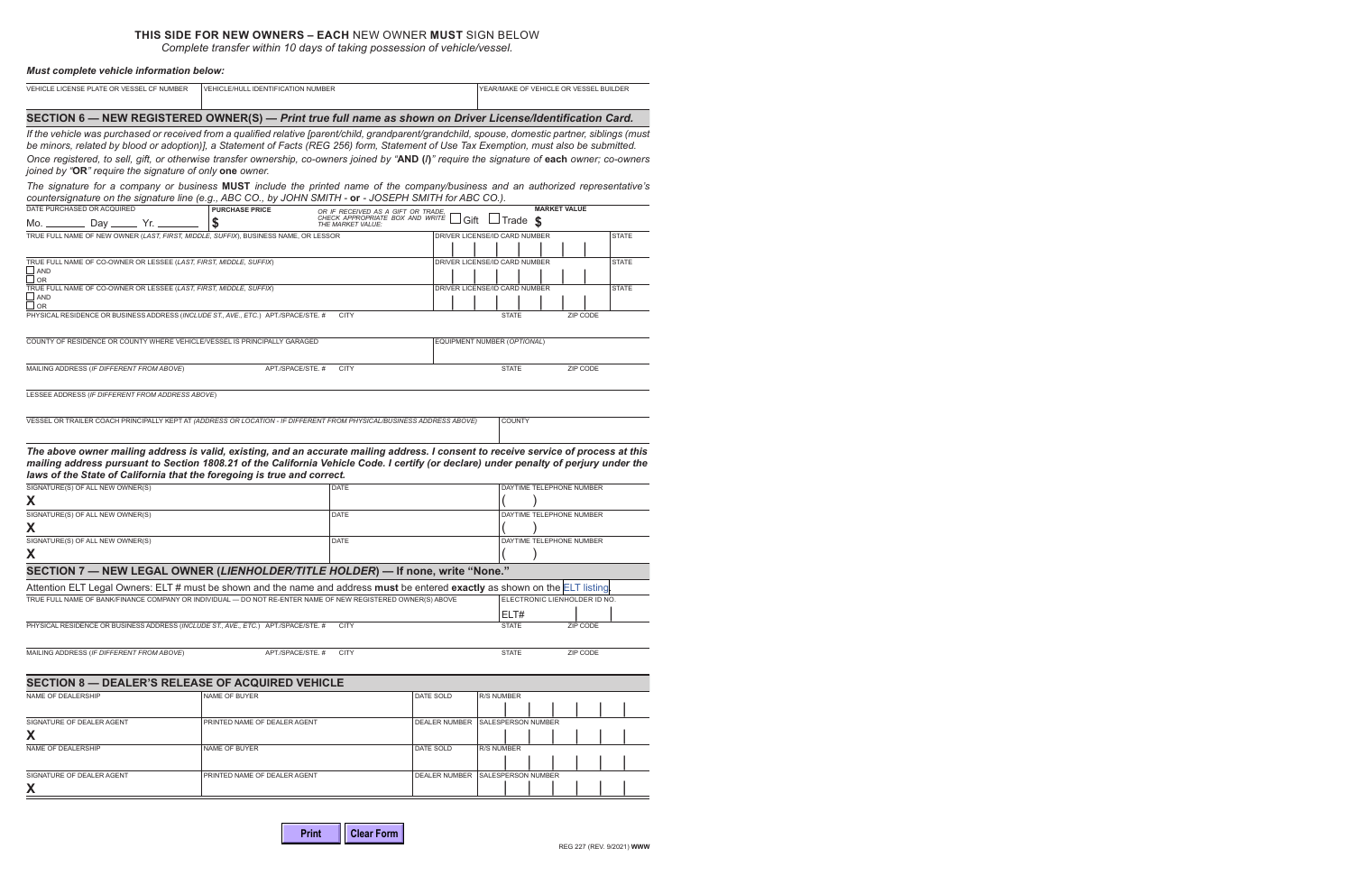## THIS SIDE FOR NEW OWNERS – EACH NEW OWNER MUST SIGN BELOW

*Complete transfer within 10 days of taking possession of vehicle/vessel.*

***Must complete vehicle information below:***

| VEHICLE LICENSE PLATE OR VESSEL CF NUMBER | VEHICLE/HULL IDENTIFICATION NUMBER | YEAR/MAKE OF VEHICLE OR VESSEL BUILDER |
|---|---|---|
| | | |

## SECTION 6 — NEW REGISTERED OWNER(S) — *Print true full name as shown on Driver License/Identification Card.*

*If the vehicle was purchased or received from a qualified relative [parent/child, grandparent/grandchild, spouse, domestic partner, siblings (must be minors, related by blood or adoption)], a Statement of Facts (REG 256) form, Statement of Use Tax Exemption, must also be submitted.*

*Once registered, to sell, gift, or otherwise transfer ownership, co-owners joined by "***AND (/)***" require the signature of* **each** *owner; co-owners joined by "***OR***" require the signature of only* **one** *owner.*

*The signature for a company or business* **MUST** *include the printed name of the company/business and an authorized representative's countersignature on the signature line (e.g., ABC CO., by JOHN SMITH - or - JOSEPH SMITH for ABC CO.).*

| DATE PURCHASED OR ACQUIRED | PURCHASE PRICE | OR IF RECEIVED AS A GIFT OR TRADE, CHECK APPROPRIATE BOX AND WRITE THE MARKET VALUE: | MARKET VALUE |
|---|---|---|---|
| Mo. ________ Day ______ Yr. ________ | $ | ☐ Gift ☐ Trade | $ |

| TRUE FULL NAME OF NEW OWNER (*LAST, FIRST, MIDDLE, SUFFIX*), BUSINESS NAME, OR LESSOR | DRIVER LICENSE/ID CARD NUMBER | STATE |
|---|---|---|
| | | |
| TRUE FULL NAME OF CO-OWNER OR LESSEE (*LAST, FIRST, MIDDLE, SUFFIX*) ☐ AND ☐ OR | DRIVER LICENSE/ID CARD NUMBER | STATE |
| TRUE FULL NAME OF CO-OWNER OR LESSEE (*LAST, FIRST, MIDDLE, SUFFIX*) ☐ AND ☐ OR | DRIVER LICENSE/ID CARD NUMBER | STATE |

| PHYSICAL RESIDENCE OR BUSINESS ADDRESS (*INCLUDE ST., AVE., ETC.*) | APT./SPACE/STE. # | CITY | STATE | ZIP CODE |
|---|---|---|---|---|
| | | | | |

| COUNTY OF RESIDENCE OR COUNTY WHERE VEHICLE/VESSEL IS PRINCIPALLY GARAGED | EQUIPMENT NUMBER (*OPTIONAL*) |
|---|---|
| | |

| MAILING ADDRESS (*IF DIFFERENT FROM ABOVE*) | APT./SPACE/STE. # | CITY | STATE | ZIP CODE |
|---|---|---|---|---|
| | | | | |

LESSEE ADDRESS (*IF DIFFERENT FROM ABOVE*)

| VESSEL OR TRAILER COACH PRINCIPALLY KEPT AT (*ADDRESS OR LOCATION - IF DIFFERENT FROM PHYSICAL/BUSINESS ADDRESS ABOVE*) | COUNTY |
|---|---|
| | |

***The above owner mailing address is valid, existing, and an accurate mailing address. I consent to receive service of process at this mailing address pursuant to Section 1808.21 of the California Vehicle Code. I certify (or declare) under penalty of perjury under the laws of the State of California that the foregoing is true and correct.***

| SIGNATURE(S) OF ALL NEW OWNER(S) | DATE | DAYTIME TELEPHONE NUMBER |
|---|---|---|
| X | | ( ) |
| X | | ( ) |
| X | | ( ) |

## SECTION 7 — NEW LEGAL OWNER (*LIENHOLDER/TITLE HOLDER*) — If none, write "None."

Attention ELT Legal Owners: ELT # must be shown and the name and address **must** be entered **exactly** as shown on the ELT listing.

| TRUE FULL NAME OF BANK/FINANCE COMPANY OR INDIVIDUAL — DO NOT RE-ENTER NAME OF NEW REGISTERED OWNER(S) ABOVE | ELECTRONIC LIENHOLDER ID NO. |
|---|---|
| | ELT# |

| PHYSICAL RESIDENCE OR BUSINESS ADDRESS (*INCLUDE ST., AVE., ETC.*) | APT./SPACE/STE. # | CITY | STATE | ZIP CODE |
|---|---|---|---|---|
| | | | | |

| MAILING ADDRESS (*IF DIFFERENT FROM ABOVE*) | APT./SPACE/STE. # | CITY | STATE | ZIP CODE |
|---|---|---|---|---|
| | | | | |

## SECTION 8 — DEALER'S RELEASE OF ACQUIRED VEHICLE

| NAME OF DEALERSHIP | NAME OF BUYER | DATE SOLD | R/S NUMBER |
|---|---|---|---|
| | | | |
| SIGNATURE OF DEALER AGENT | PRINTED NAME OF DEALER AGENT | DEALER NUMBER | SALESPERSON NUMBER |
| X | | | |
| NAME OF DEALERSHIP | NAME OF BUYER | DATE SOLD | R/S NUMBER |
| | | | |
| SIGNATURE OF DEALER AGENT | PRINTED NAME OF DEALER AGENT | DEALER NUMBER | SALESPERSON NUMBER |
| X | | | |

Print | Clear Form

REG 227 (REV. 9/2021) **WWW**